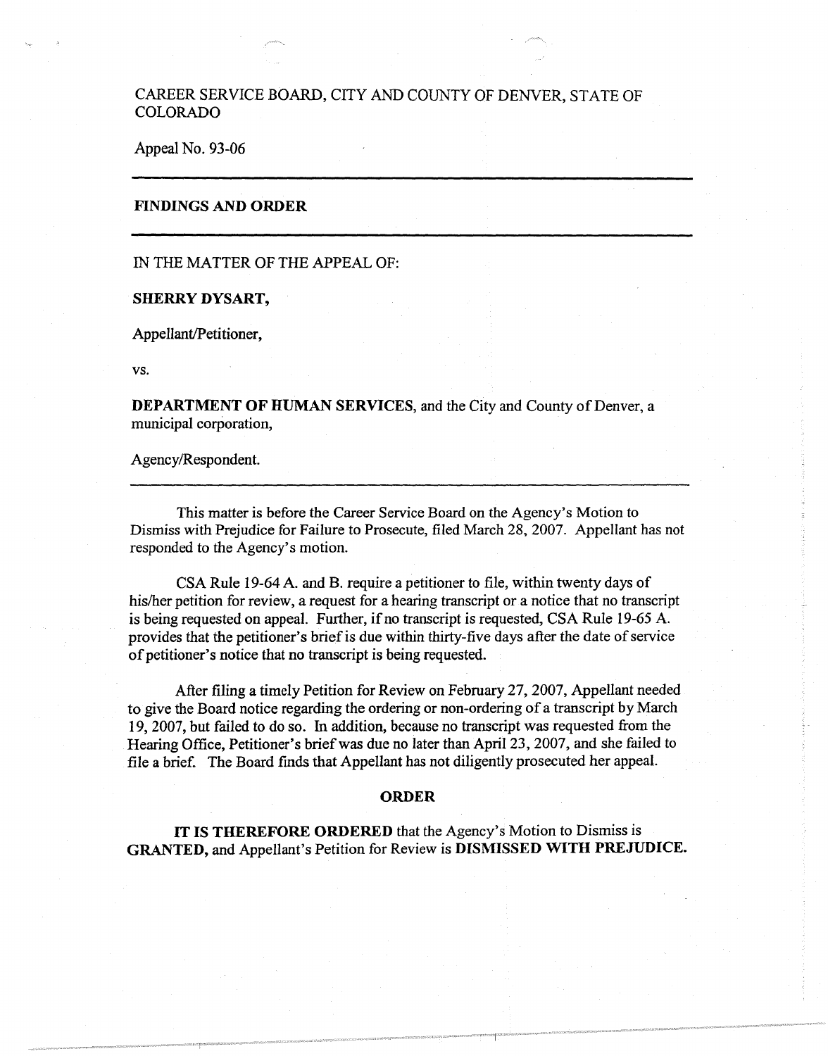CAREER SERVICE BOARD, CITY AND COUNTY OF DENVER, STATE OF COLORADO

Appeal No. 93-06

---

**FINDINGS AND ORDER**

---

IN THE MATTER OF THE APPEAL OF:

**SHERRY DYSART,**

Appellant/Petitioner,

vs.

**DEPARTMENT OF HUMAN SERVICES**, and the City and County of Denver, a municipal corporation,

Agency/Respondent.

---

This matter is before the Career Service Board on the Agency's Motion to Dismiss with Prejudice for Failure to Prosecute, filed March 28, 2007. Appellant has not responded to the Agency's motion.

CSA Rule 19-64 A. and B. require a petitioner to file, within twenty days of his/her petition for review, a request for a hearing transcript or a notice that no transcript is being requested on appeal. Further, if no transcript is requested, CSA Rule 19-65 A. provides that the petitioner's brief is due within thirty-five days after the date of service of petitioner's notice that no transcript is being requested.

After filing a timely Petition for Review on February 27, 2007, Appellant needed to give the Board notice regarding the ordering or non-ordering of a transcript by March 19, 2007, but failed to do so. In addition, because no transcript was requested from the Hearing Office, Petitioner's brief was due no later than April 23, 2007, and she failed to file a brief. The Board finds that Appellant has not diligently prosecuted her appeal.

## ORDER

**IT IS THEREFORE ORDERED** that the Agency's Motion to Dismiss is **GRANTED,** and Appellant's Petition for Review is **DISMISSED WITH PREJUDICE.**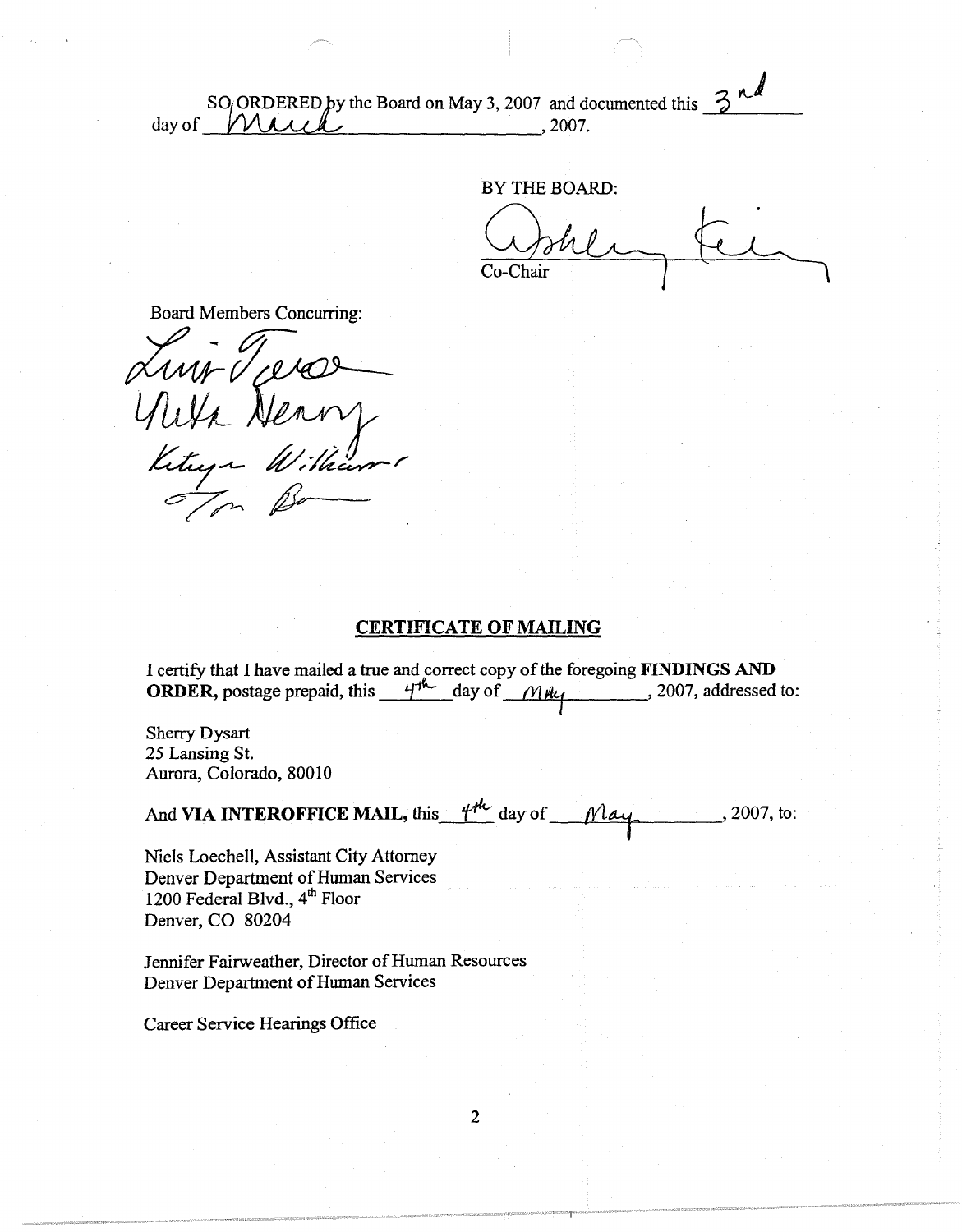SO ORDERED by the Board on May 3, 2007 and documented this 3rd day of March, 2007.

BY THE BOARD:

Ashley Kein

Co-Chair

Board Members Concurring:

Luis Toro

Nita Henry

Kitzya Williams

Tom Bo

## CERTIFICATE OF MAILING

I certify that I have mailed a true and correct copy of the foregoing **FINDINGS AND ORDER,** postage prepaid, this 4th day of May, 2007, addressed to:

Sherry Dysart
25 Lansing St.
Aurora, Colorado, 80010

And **VIA INTEROFFICE MAIL,** this 4th day of May, 2007, to:

Niels Loechell, Assistant City Attorney
Denver Department of Human Services
1200 Federal Blvd., 4th Floor
Denver, CO 80204

Jennifer Fairweather, Director of Human Resources
Denver Department of Human Services

Career Service Hearings Office